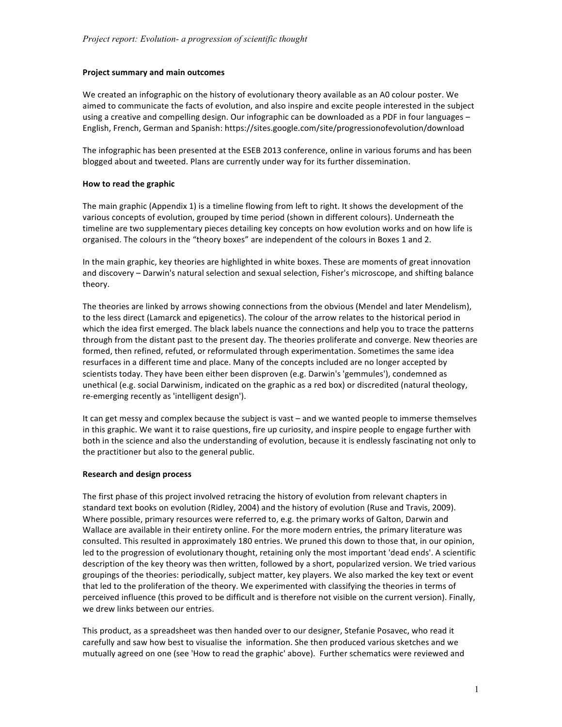## Project summary and main outcomes

We created an infographic on the history of evolutionary theory available as an A0 colour poster. We aimed to communicate the facts of evolution, and also inspire and excite people interested in the subject using a creative and compelling design. Our infographic can be downloaded as a PDF in four languages – English, French, German and Spanish: https://sites.google.com/site/progressionofevolution/download

The infographic has been presented at the ESEB 2013 conference, online in various forums and has been blogged about and tweeted. Plans are currently under way for its further dissemination.

## How to read the graphic

The main graphic (Appendix 1) is a timeline flowing from left to right. It shows the development of the various concepts of evolution, grouped by time period (shown in different colours). Underneath the timeline are two supplementary pieces detailing key concepts on how evolution works and on how life is organised. The colours in the "theory boxes" are independent of the colours in Boxes 1 and 2.

In the main graphic, key theories are highlighted in white boxes. These are moments of great innovation and discovery – Darwin's natural selection and sexual selection, Fisher's microscope, and shifting balance theory.

The theories are linked by arrows showing connections from the obvious (Mendel and later Mendelism), to the less direct (Lamarck and epigenetics). The colour of the arrow relates to the historical period in which the idea first emerged. The black labels nuance the connections and help you to trace the patterns through from the distant past to the present day. The theories proliferate and converge. New theories are formed, then refined, refuted, or reformulated through experimentation. Sometimes the same idea resurfaces in a different time and place. Many of the concepts included are no longer accepted by scientists today. They have been either been disproven (e.g. Darwin's 'gemmules'), condemned as unethical (e.g. social Darwinism, indicated on the graphic as a red box) or discredited (natural theology, re-emerging recently as 'intelligent design').

It can get messy and complex because the subject is vast – and we wanted people to immerse themselves in this graphic. We want it to raise questions, fire up curiosity, and inspire people to engage further with both in the science and also the understanding of evolution, because it is endlessly fascinating not only to the practitioner but also to the general public.

## Research and design process

The first phase of this project involved retracing the history of evolution from relevant chapters in standard text books on evolution (Ridley, 2004) and the history of evolution (Ruse and Travis, 2009). Where possible, primary resources were referred to, e.g. the primary works of Galton, Darwin and Wallace are available in their entirety online. For the more modern entries, the primary literature was consulted. This resulted in approximately 180 entries. We pruned this down to those that, in our opinion, led to the progression of evolutionary thought, retaining only the most important 'dead ends'. A scientific description of the key theory was then written, followed by a short, popularized version. We tried various groupings of the theories: periodically, subject matter, key players. We also marked the key text or event that led to the proliferation of the theory. We experimented with classifying the theories in terms of perceived influence (this proved to be difficult and is therefore not visible on the current version). Finally, we drew links between our entries.

This product, as a spreadsheet was then handed over to our designer, Stefanie Posavec, who read it carefully and saw how best to visualise the information. She then produced various sketches and we mutually agreed on one (see 'How to read the graphic' above). Further schematics were reviewed and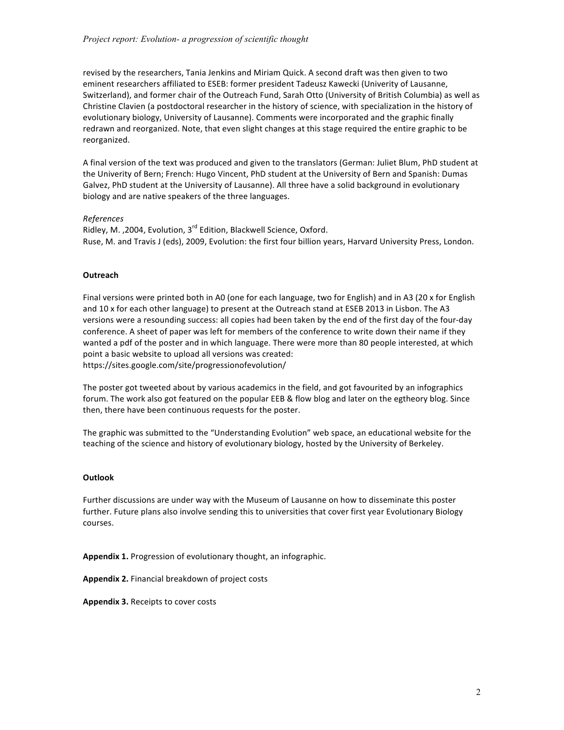revised by the researchers, Tania Jenkins and Miriam Quick. A second draft was then given to two eminent researchers affiliated to ESEB: former president Tadeusz Kawecki (Univerity of Lausanne, Switzerland), and former chair of the Outreach Fund, Sarah Otto (University of British Columbia) as well as Christine Clavien (a postdoctoral researcher in the history of science, with specialization in the history of evolutionary biology, University of Lausanne). Comments were incorporated and the graphic finally redrawn and reorganized. Note, that even slight changes at this stage required the entire graphic to be reorganized.

A final version of the text was produced and given to the translators (German: Juliet Blum, PhD student at the Univerity of Bern; French: Hugo Vincent, PhD student at the University of Bern and Spanish: Dumas Galvez, PhD student at the University of Lausanne). All three have a solid background in evolutionary biology and are native speakers of the three languages.

*References*

Ridley, M. ,2004, Evolution, 3rd Edition, Blackwell Science, Oxford.

Ruse, M. and Travis J (eds), 2009, Evolution: the first four billion years, Harvard University Press, London.

**Outreach**

Final versions were printed both in A0 (one for each language, two for English) and in A3 (20 x for English and 10 x for each other language) to present at the Outreach stand at ESEB 2013 in Lisbon. The A3 versions were a resounding success: all copies had been taken by the end of the first day of the four-day conference. A sheet of paper was left for members of the conference to write down their name if they wanted a pdf of the poster and in which language. There were more than 80 people interested, at which point a basic website to upload all versions was created:
https://sites.google.com/site/progressionofevolution/

The poster got tweeted about by various academics in the field, and got favourited by an infographics forum. The work also got featured on the popular EEB & flow blog and later on the egtheory blog. Since then, there have been continuous requests for the poster.

The graphic was submitted to the "Understanding Evolution" web space, an educational website for the teaching of the science and history of evolutionary biology, hosted by the University of Berkeley.

**Outlook**

Further discussions are under way with the Museum of Lausanne on how to disseminate this poster further. Future plans also involve sending this to universities that cover first year Evolutionary Biology courses.

**Appendix 1.** Progression of evolutionary thought, an infographic.

**Appendix 2.** Financial breakdown of project costs

**Appendix 3.** Receipts to cover costs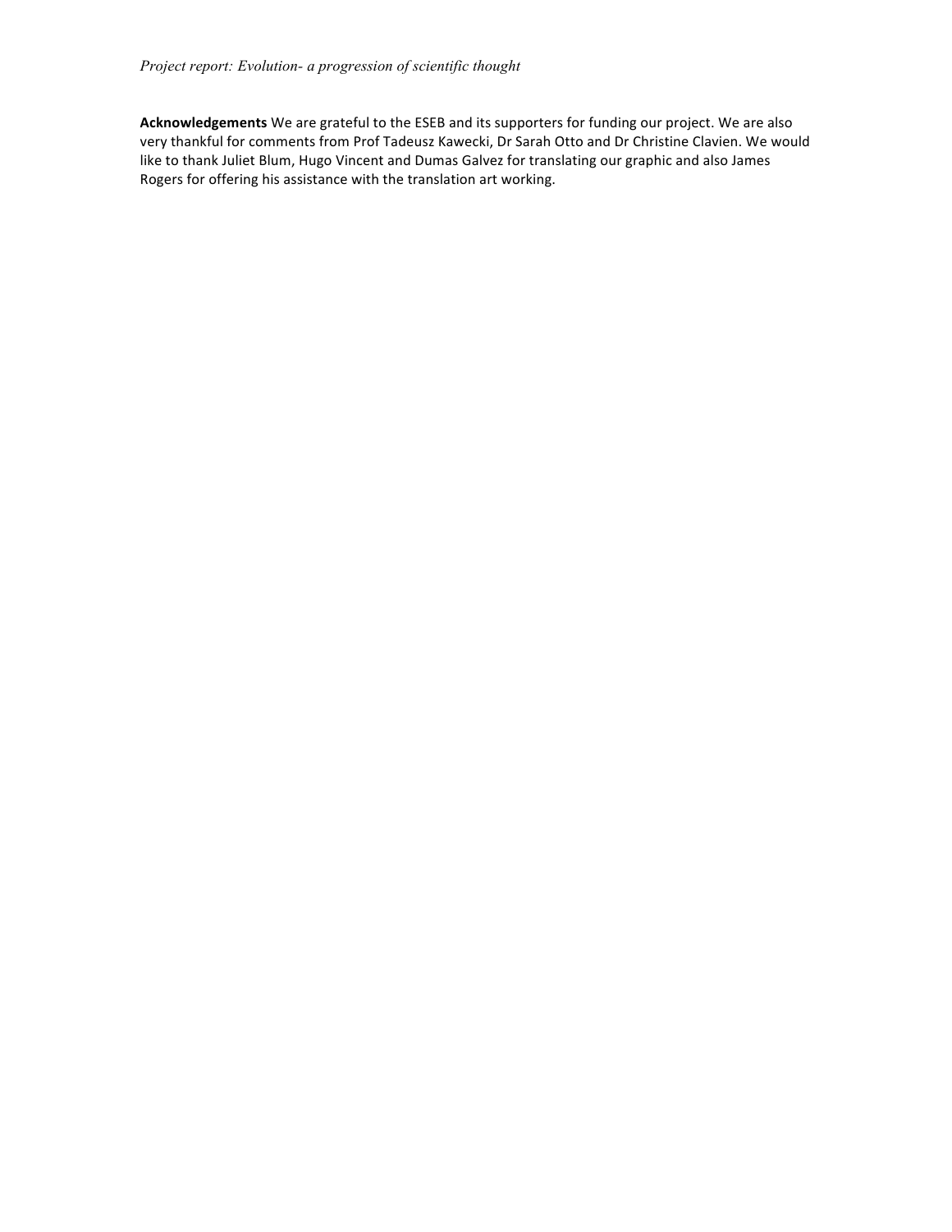**Acknowledgements** We are grateful to the ESEB and its supporters for funding our project. We are also very thankful for comments from Prof Tadeusz Kawecki, Dr Sarah Otto and Dr Christine Clavien. We would like to thank Juliet Blum, Hugo Vincent and Dumas Galvez for translating our graphic and also James Rogers for offering his assistance with the translation art working.